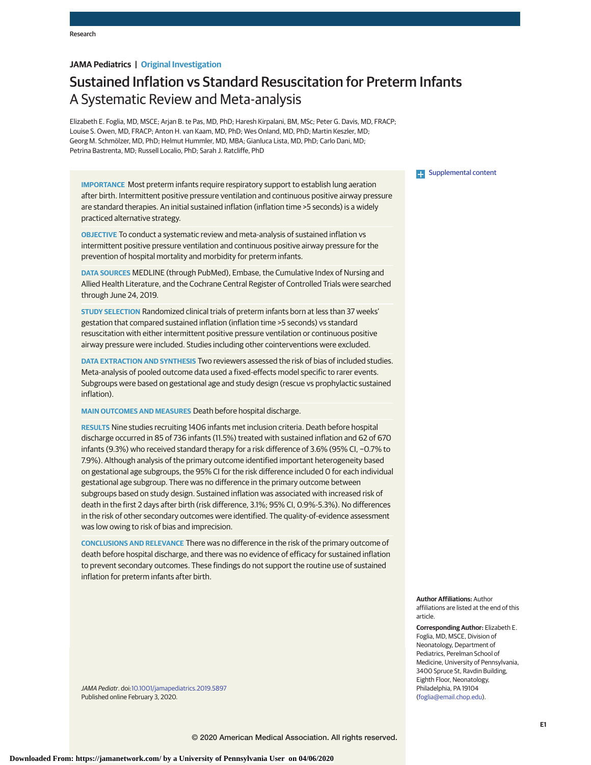JAMA Pediatrics | Original Investigation

# Sustained Inflation vs Standard Resuscitation for Preterm Infants

## A Systematic Review and Meta-analysis

Elizabeth E. Foglia, MD, MSCE; Arjan B. te Pas, MD, PhD; Haresh Kirpalani, BM, MSc; Peter G. Davis, MD, FRACP; Louise S. Owen, MD, FRACP; Anton H. van Kaam, MD, PhD; Wes Onland, MD, PhD; Martin Keszler, MD; Georg M. Schmölzer, MD, PhD; Helmut Hummler, MD, MBA; Gianluca Lista, MD, PhD; Carlo Dani, MD; Petrina Bastrenta, MD; Russell Localio, PhD; Sarah J. Ratcliffe, PhD

Supplemental content

**IMPORTANCE** Most preterm infants require respiratory support to establish lung aeration after birth. Intermittent positive pressure ventilation and continuous positive airway pressure are standard therapies. An initial sustained inflation (inflation time >5 seconds) is a widely practiced alternative strategy.

**OBJECTIVE** To conduct a systematic review and meta-analysis of sustained inflation vs intermittent positive pressure ventilation and continuous positive airway pressure for the prevention of hospital mortality and morbidity for preterm infants.

**DATA SOURCES** MEDLINE (through PubMed), Embase, the Cumulative Index of Nursing and Allied Health Literature, and the Cochrane Central Register of Controlled Trials were searched through June 24, 2019.

**STUDY SELECTION** Randomized clinical trials of preterm infants born at less than 37 weeks' gestation that compared sustained inflation (inflation time >5 seconds) vs standard resuscitation with either intermittent positive pressure ventilation or continuous positive airway pressure were included. Studies including other cointerventions were excluded.

**DATA EXTRACTION AND SYNTHESIS** Two reviewers assessed the risk of bias of included studies. Meta-analysis of pooled outcome data used a fixed-effects model specific to rarer events. Subgroups were based on gestational age and study design (rescue vs prophylactic sustained inflation).

**MAIN OUTCOMES AND MEASURES** Death before hospital discharge.

**RESULTS** Nine studies recruiting 1406 infants met inclusion criteria. Death before hospital discharge occurred in 85 of 736 infants (11.5%) treated with sustained inflation and 62 of 670 infants (9.3%) who received standard therapy for a risk difference of 3.6% (95% CI, −0.7% to 7.9%). Although analysis of the primary outcome identified important heterogeneity based on gestational age subgroups, the 95% CI for the risk difference included 0 for each individual gestational age subgroup. There was no difference in the primary outcome between subgroups based on study design. Sustained inflation was associated with increased risk of death in the first 2 days after birth (risk difference, 3.1%; 95% CI, 0.9%-5.3%). No differences in the risk of other secondary outcomes were identified. The quality-of-evidence assessment was low owing to risk of bias and imprecision.

**CONCLUSIONS AND RELEVANCE** There was no difference in the risk of the primary outcome of death before hospital discharge, and there was no evidence of efficacy for sustained inflation to prevent secondary outcomes. These findings do not support the routine use of sustained inflation for preterm infants after birth.

*JAMA Pediatr*. doi:10.1001/jamapediatrics.2019.5897
Published online February 3, 2020.

**Author Affiliations:** Author affiliations are listed at the end of this article.

**Corresponding Author:** Elizabeth E. Foglia, MD, MSCE, Division of Neonatology, Department of Pediatrics, Perelman School of Medicine, University of Pennsylvania, 3400 Spruce St, Ravdin Building, Eighth Floor, Neonatology, Philadelphia, PA 19104 (foglia@email.chop.edu).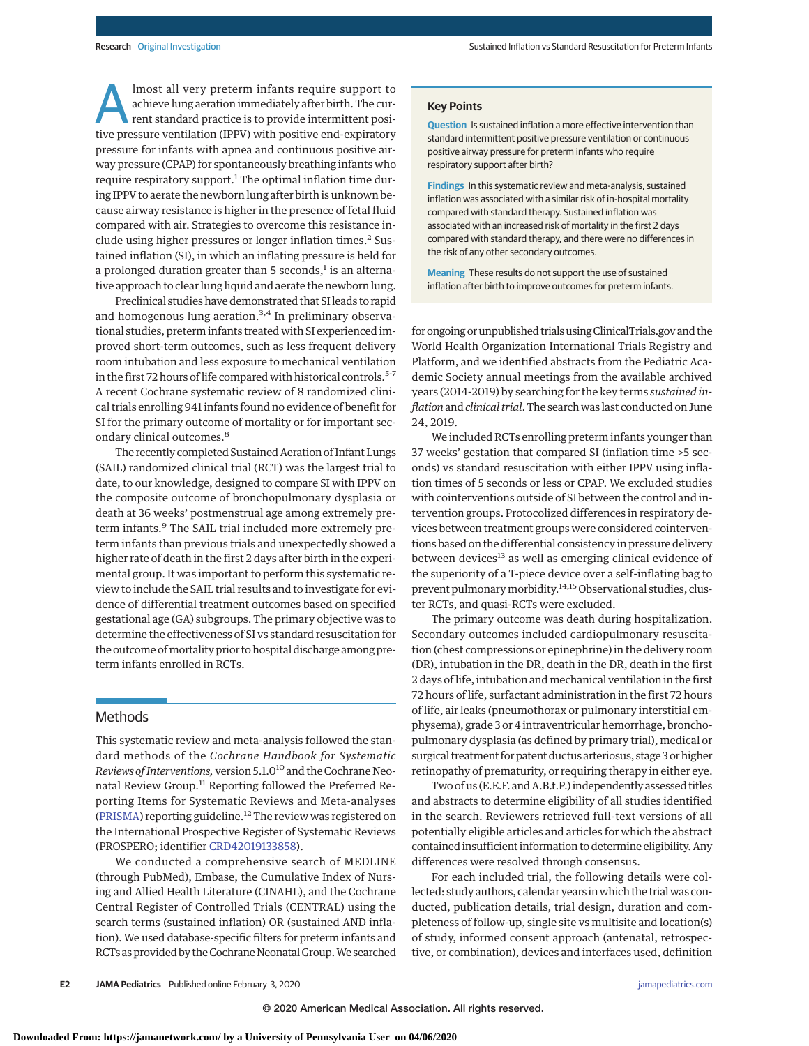Almost all very preterm infants require support to achieve lung aeration immediately after birth. The current standard practice is to provide intermittent positive pressure ventilation (IPPV) with positive end-expiratory pressure for infants with apnea and continuous positive airway pressure (CPAP) for spontaneously breathing infants who require respiratory support.[1] The optimal inflation time during IPPV to aerate the newborn lung after birth is unknown because airway resistance is higher in the presence of fetal fluid compared with air. Strategies to overcome this resistance include using higher pressures or longer inflation times.[2] Sustained inflation (SI), in which an inflating pressure is held for a prolonged duration greater than 5 seconds,[1] is an alternative approach to clear lung liquid and aerate the newborn lung.

Preclinical studies have demonstrated that SI leads to rapid and homogenous lung aeration.[3,4] In preliminary observational studies, preterm infants treated with SI experienced improved short-term outcomes, such as less frequent delivery room intubation and less exposure to mechanical ventilation in the first 72 hours of life compared with historical controls.[5-7] A recent Cochrane systematic review of 8 randomized clinical trials enrolling 941 infants found no evidence of benefit for SI for the primary outcome of mortality or for important secondary clinical outcomes.[8]

The recently completed Sustained Aeration of Infant Lungs (SAIL) randomized clinical trial (RCT) was the largest trial to date, to our knowledge, designed to compare SI with IPPV on the composite outcome of bronchopulmonary dysplasia or death at 36 weeks' postmenstrual age among extremely preterm infants.[9] The SAIL trial included more extremely preterm infants than previous trials and unexpectedly showed a higher rate of death in the first 2 days after birth in the experimental group. It was important to perform this systematic review to include the SAIL trial results and to investigate for evidence of differential treatment outcomes based on specified gestational age (GA) subgroups. The primary objective was to determine the effectiveness of SI vs standard resuscitation for the outcome of mortality prior to hospital discharge among preterm infants enrolled in RCTs.

## Key Points

**Question** Is sustained inflation a more effective intervention than standard intermittent positive pressure ventilation or continuous positive airway pressure for preterm infants who require respiratory support after birth?

**Findings** In this systematic review and meta-analysis, sustained inflation was associated with a similar risk of in-hospital mortality compared with standard therapy. Sustained inflation was associated with an increased risk of mortality in the first 2 days compared with standard therapy, and there were no differences in the risk of any other secondary outcomes.

**Meaning** These results do not support the use of sustained inflation after birth to improve outcomes for preterm infants.

## Methods

This systematic review and meta-analysis followed the standard methods of the *Cochrane Handbook for Systematic Reviews of Interventions,* version 5.1.0[10] and the Cochrane Neonatal Review Group.[11] Reporting followed the Preferred Reporting Items for Systematic Reviews and Meta-analyses (PRISMA) reporting guideline.[12] The review was registered on the International Prospective Register of Systematic Reviews (PROSPERO; identifier CRD42019133858).

We conducted a comprehensive search of MEDLINE (through PubMed), Embase, the Cumulative Index of Nursing and Allied Health Literature (CINAHL), and the Cochrane Central Register of Controlled Trials (CENTRAL) using the search terms (sustained inflation) OR (sustained AND inflation). We used database-specific filters for preterm infants and RCTs as provided by the Cochrane Neonatal Group. We searched for ongoing or unpublished trials using ClinicalTrials.gov and the World Health Organization International Trials Registry and Platform, and we identified abstracts from the Pediatric Academic Society annual meetings from the available archived years (2014-2019) by searching for the key terms *sustained inflation* and *clinical trial*. The search was last conducted on June 24, 2019.

We included RCTs enrolling preterm infants younger than 37 weeks' gestation that compared SI (inflation time >5 seconds) vs standard resuscitation with either IPPV using inflation times of 5 seconds or less or CPAP. We excluded studies with cointerventions outside of SI between the control and intervention groups. Protocolized differences in respiratory devices between treatment groups were considered cointerventions based on the differential consistency in pressure delivery between devices[13] as well as emerging clinical evidence of the superiority of a T-piece device over a self-inflating bag to prevent pulmonary morbidity.[14,15] Observational studies, cluster RCTs, and quasi-RCTs were excluded.

The primary outcome was death during hospitalization. Secondary outcomes included cardiopulmonary resuscitation (chest compressions or epinephrine) in the delivery room (DR), intubation in the DR, death in the DR, death in the first 2 days of life, intubation and mechanical ventilation in the first 72 hours of life, surfactant administration in the first 72 hours of life, air leaks (pneumothorax or pulmonary interstitial emphysema), grade 3 or 4 intraventricular hemorrhage, bronchopulmonary dysplasia (as defined by primary trial), medical or surgical treatment for patent ductus arteriosus, stage 3 or higher retinopathy of prematurity, or requiring therapy in either eye.

Two of us (E.E.F. and A.B.t.P.) independently assessed titles and abstracts to determine eligibility of all studies identified in the search. Reviewers retrieved full-text versions of all potentially eligible articles and articles for which the abstract contained insufficient information to determine eligibility. Any differences were resolved through consensus.

For each included trial, the following details were collected: study authors, calendar years in which the trial was conducted, publication details, trial design, duration and completeness of follow-up, single site vs multisite and location(s) of study, informed consent approach (antenatal, retrospective, or combination), devices and interfaces used, definition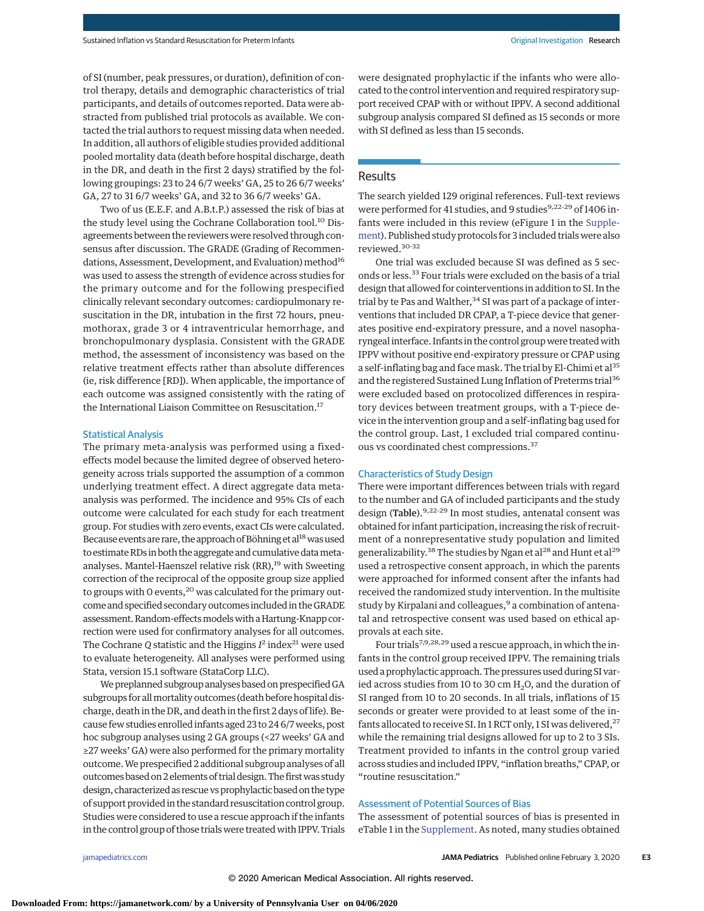of SI (number, peak pressures, or duration), definition of control therapy, details and demographic characteristics of trial participants, and details of outcomes reported. Data were abstracted from published trial protocols as available. We contacted the trial authors to request missing data when needed. In addition, all authors of eligible studies provided additional pooled mortality data (death before hospital discharge, death in the DR, and death in the first 2 days) stratified by the following groupings: 23 to 24 6/7 weeks' GA, 25 to 26 6/7 weeks' GA, 27 to 31 6/7 weeks' GA, and 32 to 36 6/7 weeks' GA.

Two of us (E.E.F. and A.B.t.P.) assessed the risk of bias at the study level using the Cochrane Collaboration tool.[10] Disagreements between the reviewers were resolved through consensus after discussion. The GRADE (Grading of Recommendations, Assessment, Development, and Evaluation) method[16] was used to assess the strength of evidence across studies for the primary outcome and for the following prespecified clinically relevant secondary outcomes: cardiopulmonary resuscitation in the DR, intubation in the first 72 hours, pneumothorax, grade 3 or 4 intraventricular hemorrhage, and bronchopulmonary dysplasia. Consistent with the GRADE method, the assessment of inconsistency was based on the relative treatment effects rather than absolute differences (ie, risk difference [RD]). When applicable, the importance of each outcome was assigned consistently with the rating of the International Liaison Committee on Resuscitation.[17]

### Statistical Analysis

The primary meta-analysis was performed using a fixed-effects model because the limited degree of observed heterogeneity across trials supported the assumption of a common underlying treatment effect. A direct aggregate data meta-analysis was performed. The incidence and 95% CIs of each outcome were calculated for each study for each treatment group. For studies with zero events, exact CIs were calculated. Because events are rare, the approach of Böhning et al[18] was used to estimate RDs in both the aggregate and cumulative data meta-analyses. Mantel-Haenszel relative risk (RR),[19] with Sweeting correction of the reciprocal of the opposite group size applied to groups with 0 events,[20] was calculated for the primary outcome and specified secondary outcomes included in the GRADE assessment. Random-effects models with a Hartung-Knapp correction were used for confirmatory analyses for all outcomes. The Cochrane *Q* statistic and the Higgins $I^2$ index[21] were used to evaluate heterogeneity. All analyses were performed using Stata, version 15.1 software (StataCorp LLC).

We preplanned subgroup analyses based on prespecified GA subgroups for all mortality outcomes (death before hospital discharge, death in the DR, and death in the first 2 days of life). Because few studies enrolled infants aged 23 to 24 6/7 weeks, post hoc subgroup analyses using 2 GA groups (<27 weeks' GA and ≥27 weeks' GA) were also performed for the primary mortality outcome. We prespecified 2 additional subgroup analyses of all outcomes based on 2 elements of trial design. The first was study design, characterized as rescue vs prophylactic based on the type of support provided in the standard resuscitation control group. Studies were considered to use a rescue approach if the infants in the control group of those trials were treated with IPPV. Trials were designated prophylactic if the infants who were allocated to the control intervention and required respiratory support received CPAP with or without IPPV. A second additional subgroup analysis compared SI defined as 15 seconds or more with SI defined as less than 15 seconds.

## Results

The search yielded 129 original references. Full-text reviews were performed for 41 studies, and 9 studies[9,22-29] of 1406 infants were included in this review (eFigure 1 in the Supplement). Published study protocols for 3 included trials were also reviewed.[30-32]

One trial was excluded because SI was defined as 5 seconds or less.[33] Four trials were excluded on the basis of a trial design that allowed for cointerventions in addition to SI. In the trial by te Pas and Walther,[34] SI was part of a package of interventions that included DR CPAP, a T-piece device that generates positive end-expiratory pressure, and a novel nasopharyngeal interface. Infants in the control group were treated with IPPV without positive end-expiratory pressure or CPAP using a self-inflating bag and face mask. The trial by El-Chimi et al[35] and the registered Sustained Lung Inflation of Preterms trial[36] were excluded based on protocolized differences in respiratory devices between treatment groups, with a T-piece device in the intervention group and a self-inflating bag used for the control group. Last, 1 excluded trial compared continuous vs coordinated chest compressions.[37]

### Characteristics of Study Design

There were important differences between trials with regard to the number and GA of included participants and the study design (**Table**).[9,22-29] In most studies, antenatal consent was obtained for infant participation, increasing the risk of recruitment of a nonrepresentative study population and limited generalizability.[38] The studies by Ngan et al[28] and Hunt et al[29] used a retrospective consent approach, in which the parents were approached for informed consent after the infants had received the randomized study intervention. In the multisite study by Kirpalani and colleagues,[9] a combination of antenatal and retrospective consent was used based on ethical approvals at each site.

Four trials[7,9,28,29] used a rescue approach, in which the infants in the control group received IPPV. The remaining trials used a prophylactic approach. The pressures used during SI varied across studies from 10 to 30 cm $H_2O$, and the duration of SI ranged from 10 to 20 seconds. In all trials, inflations of 15 seconds or greater were provided to at least some of the infants allocated to receive SI. In 1 RCT only, 1 SI was delivered,[27] while the remaining trial designs allowed for up to 2 to 3 SIs. Treatment provided to infants in the control group varied across studies and included IPPV, "inflation breaths," CPAP, or "routine resuscitation."

### Assessment of Potential Sources of Bias

The assessment of potential sources of bias is presented in eTable 1 in the Supplement. As noted, many studies obtained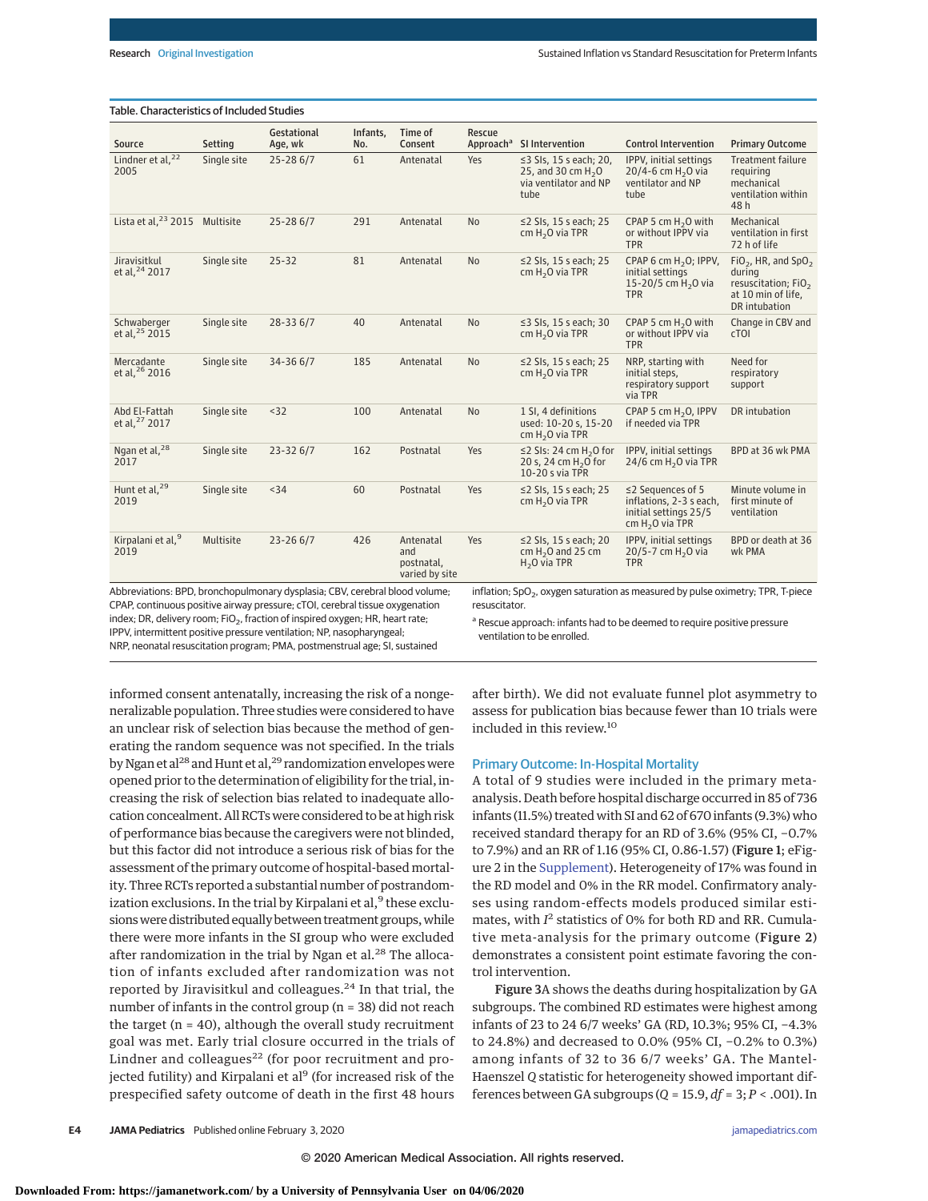Table. Characteristics of Included Studies

| Source | Setting | Gestational Age, wk | Infants, No. | Time of Consent | Rescue Approach[a] | SI Intervention | Control Intervention | Primary Outcome |
|---|---|---|---|---|---|---|---|---|
| Lindner et al,[22] 2005 | Single site | 25-28 6/7 | 61 | Antenatal | Yes | ≤3 SIs, 15 s each; 20, 25, and 30 cm $H_2O$ via ventilator and NP tube | IPPV, initial settings 20/4-6 cm $H_2O$ via ventilator and NP tube | Treatment failure requiring mechanical ventilation within 48 h |
| Lista et al,[23] 2015 | Multisite | 25-28 6/7 | 291 | Antenatal | No | ≤2 SIs, 15 s each; 25 cm $H_2O$ via TPR | CPAP 5 cm $H_2O$ with or without IPPV via TPR | Mechanical ventilation in first 72 h of life |
| Jiravisitkul et al,[24] 2017 | Single site | 25-32 | 81 | Antenatal | No | ≤2 SIs, 15 s each; 25 cm $H_2O$ via TPR | CPAP 6 cm $H_2O$; IPPV, initial settings 15-20/5 cm $H_2O$ via TPR | $FiO_2$, HR, and $SpO_2$ during resuscitation; $FiO_2$ at 10 min of life, DR intubation |
| Schwaberger et al,[25] 2015 | Single site | 28-33 6/7 | 40 | Antenatal | No | ≤3 SIs, 15 s each; 30 cm $H_2O$ via TPR | CPAP 5 cm $H_2O$ with or without IPPV via TPR | Change in CBV and cTOI |
| Mercadante et al,[26] 2016 | Single site | 34-36 6/7 | 185 | Antenatal | No | ≤2 SIs, 15 s each; 25 cm $H_2O$ via TPR | NRP, starting with initial steps, respiratory support via TPR | Need for respiratory support |
| Abd El-Fattah et al,[27] 2017 | Single site | <32 | 100 | Antenatal | No | 1 SI, 4 definitions used: 10-20 s, 15-20 cm $H_2O$ via TPR | CPAP 5 cm $H_2O$, IPPV if needed via TPR | DR intubation |
| Ngan et al,[28] 2017 | Single site | 23-32 6/7 | 162 | Postnatal | Yes | ≤2 SIs: 24 cm $H_2O$ for 20 s, 24 cm $H_2O$ for 10-20 s via TPR | IPPV, initial settings 24/6 cm $H_2O$ via TPR | BPD at 36 wk PMA |
| Hunt et al,[29] 2019 | Single site | <34 | 60 | Postnatal | Yes | ≤2 SIs, 15 s each; 25 cm $H_2O$ via TPR | ≤2 Sequences of 5 inflations, 2-3 s each, initial settings 25/5 cm $H_2O$ via TPR | Minute volume in first minute of ventilation |
| Kirpalani et al,[9] 2019 | Multisite | 23-26 6/7 | 426 | Antenatal and postnatal, varied by site | Yes | ≤2 SIs, 15 s each; 20 cm $H_2O$ and 25 cm $H_2O$ via TPR | IPPV, initial settings 20/5-7 cm $H_2O$ via TPR | BPD or death at 36 wk PMA |

Abbreviations: BPD, bronchopulmonary dysplasia; CBV, cerebral blood volume; CPAP, continuous positive airway pressure; cTOI, cerebral tissue oxygenation index; DR, delivery room; $FiO_2$, fraction of inspired oxygen; HR, heart rate; IPPV, intermittent positive pressure ventilation; NP, nasopharyngeal; NRP, neonatal resuscitation program; PMA, postmenstrual age; SI, sustained inflation; $SpO_2$, oxygen saturation as measured by pulse oximetry; TPR, T-piece resuscitator.

[a] Rescue approach: infants had to be deemed to require positive pressure ventilation to be enrolled.

informed consent antenatally, increasing the risk of a nongeneralizable population. Three studies were considered to have an unclear risk of selection bias because the method of generating the random sequence was not specified. In the trials by Ngan et al[28] and Hunt et al,[29] randomization envelopes were opened prior to the determination of eligibility for the trial, increasing the risk of selection bias related to inadequate allocation concealment. All RCTs were considered to be at high risk of performance bias because the caregivers were not blinded, but this factor did not introduce a serious risk of bias for the assessment of the primary outcome of hospital-based mortality. Three RCTs reported a substantial number of postrandomization exclusions. In the trial by Kirpalani et al,[9] these exclusions were distributed equally between treatment groups, while there were more infants in the SI group who were excluded after randomization in the trial by Ngan et al.[28] The allocation of infants excluded after randomization was not reported by Jiravisitkul and colleagues.[24] In that trial, the number of infants in the control group (n = 38) did not reach the target (n = 40), although the overall study recruitment goal was met. Early trial closure occurred in the trials of Lindner and colleagues[22] (for poor recruitment and projected futility) and Kirpalani et al[9] (for increased risk of the prespecified safety outcome of death in the first 48 hours after birth). We did not evaluate funnel plot asymmetry to assess for publication bias because fewer than 10 trials were included in this review.[10]

## Primary Outcome: In-Hospital Mortality

A total of 9 studies were included in the primary meta-analysis. Death before hospital discharge occurred in 85 of 736 infants (11.5%) treated with SI and 62 of 670 infants (9.3%) who received standard therapy for an RD of 3.6% (95% CI, −0.7% to 7.9%) and an RR of 1.16 (95% CI, 0.86-1.57) (**Figure 1**; eFigure 2 in the Supplement). Heterogeneity of 17% was found in the RD model and 0% in the RR model. Confirmatory analyses using random-effects models produced similar estimates, with $I^2$ statistics of 0% for both RD and RR. Cumulative meta-analysis for the primary outcome (**Figure 2**) demonstrates a consistent point estimate favoring the control intervention.

**Figure 3**A shows the deaths during hospitalization by GA subgroups. The combined RD estimates were highest among infants of 23 to 24 6/7 weeks' GA (RD, 10.3%; 95% CI, −4.3% to 24.8%) and decreased to 0.0% (95% CI, −0.2% to 0.3%) among infants of 32 to 36 6/7 weeks' GA. The Mantel-Haenszel *Q* statistic for heterogeneity showed important differences between GA subgroups ($Q$ = 15.9, $df$ = 3; $P$ < .001). In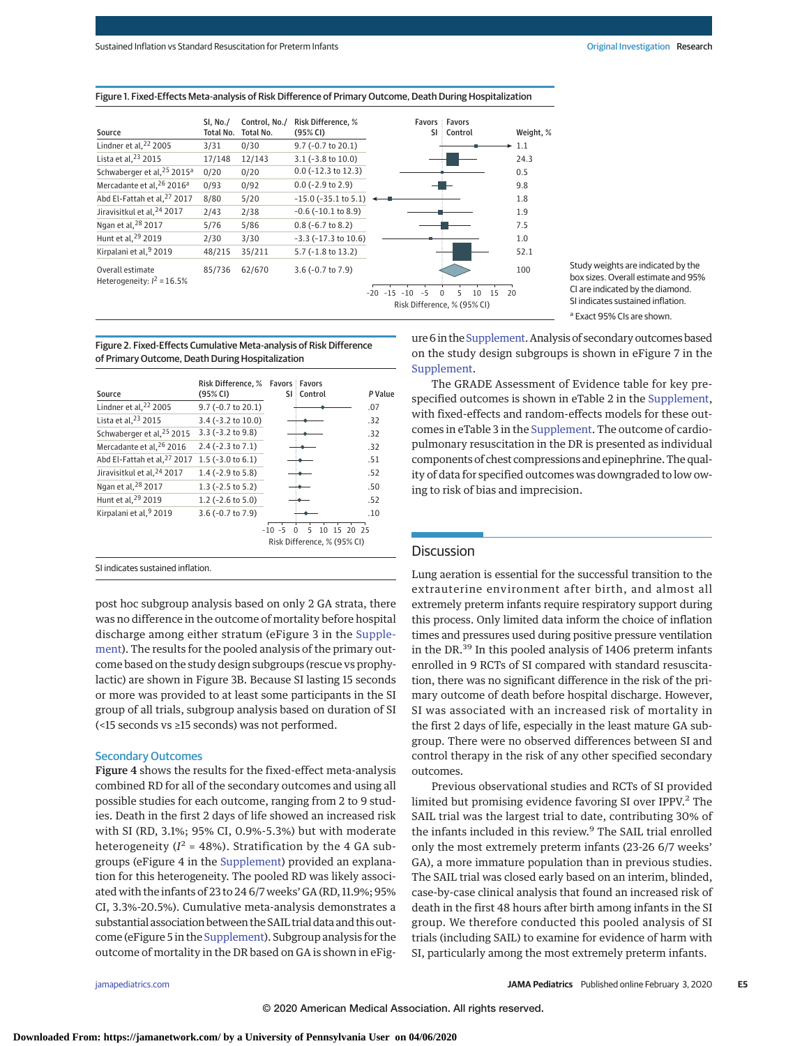Figure 1. Fixed-Effects Meta-analysis of Risk Difference of Primary Outcome, Death During Hospitalization

| Source | SI, No./Total No. | Control, No./Total No. | Risk Difference, % (95% CI) | Weight, % |
|---|---|---|---|---|
| Lindner et al,[22] 2005 | 3/31 | 0/30 | 9.7 (−0.7 to 20.1) | 1.1 |
| Lista et al,[23] 2015 | 17/148 | 12/143 | 3.1 (−3.8 to 10.0) | 24.3 |
| Schwaberger et al,[25] 2015[a] | 0/20 | 0/20 | 0.0 (−12.3 to 12.3) | 0.5 |
| Mercadante et al,[26] 2016[a] | 0/93 | 0/92 | 0.0 (−2.9 to 2.9) | 9.8 |
| Abd El-Fattah et al,[27] 2017 | 8/80 | 5/20 | −15.0 (−35.1 to 5.1) | 1.8 |
| Jiravisitkul et al,[24] 2017 | 2/43 | 2/38 | −0.6 (−10.1 to 8.9) | 1.9 |
| Ngan et al,[28] 2017 | 5/76 | 5/86 | 0.8 (−6.7 to 8.2) | 7.5 |
| Hunt et al,[29] 2019 | 2/30 | 3/30 | −3.3 (−17.3 to 10.6) | 1.0 |
| Kirpalani et al,[9] 2019 | 48/215 | 35/211 | 5.7 (−1.8 to 13.2) | 52.1 |
| Overall estimate | 85/736 | 62/670 | 3.6 (−0.7 to 7.9) | 100 |

Heterogeneity: $I^2$ = 16.5%

Study weights are indicated by the box sizes. Overall estimate and 95% CI are indicated by the diamond. SI indicates sustained inflation.

[a] Exact 95% CIs are shown.

Figure 2. Fixed-Effects Cumulative Meta-analysis of Risk Difference of Primary Outcome, Death During Hospitalization

| Source | Risk Difference, % (95% CI) | P Value |
|---|---|---|
| Lindner et al,[22] 2005 | 9.7 (−0.7 to 20.1) | .07 |
| Lista et al,[23] 2015 | 3.4 (−3.2 to 10.0) | .32 |
| Schwaberger et al,[25] 2015 | 3.3 (−3.2 to 9.8) | .32 |
| Mercadante et al,[26] 2016 | 2.4 (−2.3 to 7.1) | .32 |
| Abd El-Fattah et al,[27] 2017 | 1.5 (−3.0 to 6.1) | .51 |
| Jiravisitkul et al,[24] 2017 | 1.4 (−2.9 to 5.8) | .52 |
| Ngan et al,[28] 2017 | 1.3 (−2.5 to 5.2) | .50 |
| Hunt et al,[29] 2019 | 1.2 (−2.6 to 5.0) | .52 |
| Kirpalani et al,[9] 2019 | 3.6 (−0.7 to 7.9) | .10 |

SI indicates sustained inflation.

post hoc subgroup analysis based on only 2 GA strata, there was no difference in the outcome of mortality before hospital discharge among either stratum (eFigure 3 in the Supplement). The results for the pooled analysis of the primary outcome based on the study design subgroups (rescue vs prophylactic) are shown in Figure 3B. Because SI lasting 15 seconds or more was provided to at least some participants in the SI group of all trials, subgroup analysis based on duration of SI (<15 seconds vs ≥15 seconds) was not performed.

### Secondary Outcomes

**Figure 4** shows the results for the fixed-effect meta-analysis combined RD for all of the secondary outcomes and using all possible studies for each outcome, ranging from 2 to 9 studies. Death in the first 2 days of life showed an increased risk with SI (RD, 3.1%; 95% CI, 0.9%-5.3%) but with moderate heterogeneity ($I^2$ = 48%). Stratification by the 4 GA subgroups (eFigure 4 in the Supplement) provided an explanation for this heterogeneity. The pooled RD was likely associated with the infants of 23 to 24 6/7 weeks' GA (RD, 11.9%; 95% CI, 3.3%-20.5%). Cumulative meta-analysis demonstrates a substantial association between the SAIL trial data and this outcome (eFigure 5 in the Supplement). Subgroup analysis for the outcome of mortality in the DR based on GA is shown in eFigure 6 in the Supplement. Analysis of secondary outcomes based on the study design subgroups is shown in eFigure 7 in the Supplement.

The GRADE Assessment of Evidence table for key prespecified outcomes is shown in eTable 2 in the Supplement, with fixed-effects and random-effects models for these outcomes in eTable 3 in the Supplement. The outcome of cardiopulmonary resuscitation in the DR is presented as individual components of chest compressions and epinephrine. The quality of data for specified outcomes was downgraded to low owing to risk of bias and imprecision.

## Discussion

Lung aeration is essential for the successful transition to the extrauterine environment after birth, and almost all extremely preterm infants require respiratory support during this process. Only limited data inform the choice of inflation times and pressures used during positive pressure ventilation in the DR.[39] In this pooled analysis of 1406 preterm infants enrolled in 9 RCTs of SI compared with standard resuscitation, there was no significant difference in the risk of the primary outcome of death before hospital discharge. However, SI was associated with an increased risk of mortality in the first 2 days of life, especially in the least mature GA subgroup. There were no observed differences between SI and control therapy in the risk of any other specified secondary outcomes.

Previous observational studies and RCTs of SI provided limited but promising evidence favoring SI over IPPV.[2] The SAIL trial was the largest trial to date, contributing 30% of the infants included in this review.[9] The SAIL trial enrolled only the most extremely preterm infants (23-26 6/7 weeks' GA), a more immature population than in previous studies. The SAIL trial was closed early based on an interim, blinded, case-by-case clinical analysis that found an increased risk of death in the first 48 hours after birth among infants in the SI group. We therefore conducted this pooled analysis of SI trials (including SAIL) to examine for evidence of harm with SI, particularly among the most extremely preterm infants.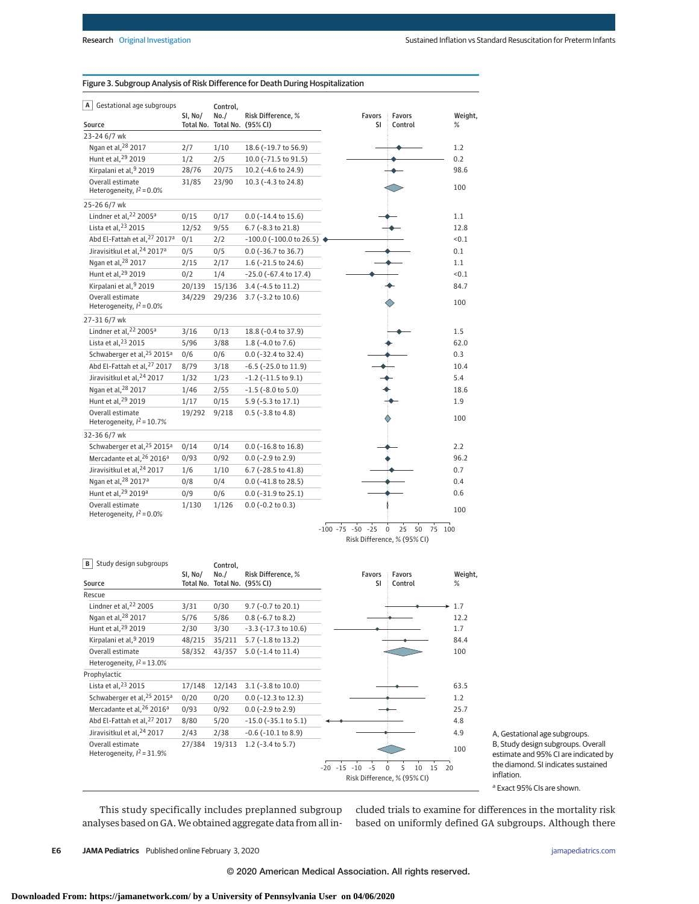Figure 3. Subgroup Analysis of Risk Difference for Death During Hospitalization

**A** Gestational age subgroups

| Source | SI, No/Total No. | Control, No./Total No. | Risk Difference, % (95% CI) | Weight, % |
|---|---|---|---|---|
| **23-24 6/7 wk** | | | | |
| Ngan et al,[28] 2017 | 2/7 | 1/10 | 18.6 (−19.7 to 56.9) | 1.2 |
| Hunt et al,[29] 2019 | 1/2 | 2/5 | 10.0 (−71.5 to 91.5) | 0.2 |
| Kirpalani et al,[9] 2019 | 28/76 | 20/75 | 10.2 (−4.6 to 24.9) | 98.6 |
| Overall estimate; Heterogeneity, $I^2$ = 0.0% | 31/85 | 23/90 | 10.3 (−4.3 to 24.8) | 100 |
| **25-26 6/7 wk** | | | | |
| Lindner et al,[22] 2005[a] | 0/15 | 0/17 | 0.0 (−14.4 to 15.6) | 1.1 |
| Lista et al,[23] 2015 | 12/52 | 9/55 | 6.7 (−8.3 to 21.8) | 12.8 |
| Abd El-Fattah et al,[27] 2017[a] | 0/1 | 2/2 | −100.0 (−100.0 to 26.5) | <0.1 |
| Jiravisitkul et al,[24] 2017[a] | 0/5 | 0/5 | 0.0 (−36.7 to 36.7) | 0.1 |
| Ngan et al,[28] 2017 | 2/15 | 2/17 | 1.6 (−21.5 to 24.6) | 1.1 |
| Hunt et al,[29] 2019 | 0/2 | 1/4 | −25.0 (−67.4 to 17.4) | <0.1 |
| Kirpalani et al,[9] 2019 | 20/139 | 15/136 | 3.4 (−4.5 to 11.2) | 84.7 |
| Overall estimate; Heterogeneity, $I^2$ = 0.0% | 34/229 | 29/236 | 3.7 (−3.2 to 10.6) | 100 |
| **27-31 6/7 wk** | | | | |
| Lindner et al,[22] 2005[a] | 3/16 | 0/13 | 18.8 (−0.4 to 37.9) | 1.5 |
| Lista et al,[23] 2015 | 5/96 | 3/88 | 1.8 (−4.0 to 7.6) | 62.0 |
| Schwaberger et al,[25] 2015[a] | 0/6 | 0/6 | 0.0 (−32.4 to 32.4) | 0.3 |
| Abd El-Fattah et al,[27] 2017 | 8/79 | 3/18 | −6.5 (−25.0 to 11.9) | 10.4 |
| Jiravisitkul et al,[24] 2017 | 1/32 | 1/23 | −1.2 (−11.5 to 9.1) | 5.4 |
| Ngan et al,[28] 2017 | 1/46 | 2/55 | −1.5 (−8.0 to 5.0) | 18.6 |
| Hunt et al,[29] 2019 | 1/17 | 0/15 | 5.9 (−5.3 to 17.1) | 1.9 |
| Overall estimate; Heterogeneity, $I^2$ = 10.7% | 19/292 | 9/218 | 0.5 (−3.8 to 4.8) | 100 |
| **32-36 6/7 wk** | | | | |
| Schwaberger et al,[25] 2015[a] | 0/14 | 0/14 | 0.0 (−16.8 to 16.8) | 2.2 |
| Mercadante et al,[26] 2016[a] | 0/93 | 0/92 | 0.0 (−2.9 to 2.9) | 96.2 |
| Jiravisitkul et al,[24] 2017 | 1/6 | 1/10 | 6.7 (−28.5 to 41.8) | 0.7 |
| Ngan et al,[28] 2017[a] | 0/8 | 0/4 | 0.0 (−41.8 to 28.5) | 0.4 |
| Hunt et al,[29] 2019[a] | 0/9 | 0/6 | 0.0 (−31.9 to 25.1) | 0.6 |
| Overall estimate; Heterogeneity, $I^2$ = 0.0% | 1/130 | 1/126 | 0.0 (−0.2 to 0.3) | 100 |

**B** Study design subgroups

| Source | SI, No/Total No. | Control, No./Total No. | Risk Difference, % (95% CI) | Weight, % |
|---|---|---|---|---|
| **Rescue** | | | | |
| Lindner et al,[22] 2005 | 3/31 | 0/30 | 9.7 (−0.7 to 20.1) | 1.7 |
| Ngan et al,[28] 2017 | 5/76 | 5/86 | 0.8 (−6.7 to 8.2) | 12.2 |
| Hunt et al,[29] 2019 | 2/30 | 3/30 | −3.3 (−17.3 to 10.6) | 1.7 |
| Kirpalani et al,[9] 2019 | 48/215 | 35/211 | 5.7 (−1.8 to 13.2) | 84.4 |
| Overall estimate | 58/352 | 43/357 | 5.0 (−1.4 to 11.4) | 100 |
| Heterogeneity, $I^2$ = 13.0% | | | | |
| **Prophylactic** | | | | |
| Lista et al,[23] 2015 | 17/148 | 12/143 | 3.1 (−3.8 to 10.0) | 63.5 |
| Schwaberger et al,[25] 2015[a] | 0/20 | 0/20 | 0.0 (−12.3 to 12.3) | 1.2 |
| Mercadante et al,[26] 2016[a] | 0/93 | 0/92 | 0.0 (−2.9 to 2.9) | 25.7 |
| Abd El-Fattah et al,[27] 2017 | 8/80 | 5/20 | −15.0 (−35.1 to 5.1) | 4.8 |
| Jiravisitkul et al,[24] 2017 | 2/43 | 2/38 | −0.6 (−10.1 to 8.9) | 4.9 |
| Overall estimate; Heterogeneity, $I^2$ = 31.9% | 27/384 | 19/313 | 1.2 (−3.4 to 5.7) | 100 |

A, Gestational age subgroups. B, Study design subgroups. Overall estimate and 95% CI are indicated by the diamond. SI indicates sustained inflation.

[a] Exact 95% CIs are shown.

This study specifically includes preplanned subgroup analyses based on GA. We obtained aggregate data from all included trials to examine for differences in the mortality risk based on uniformly defined GA subgroups. Although there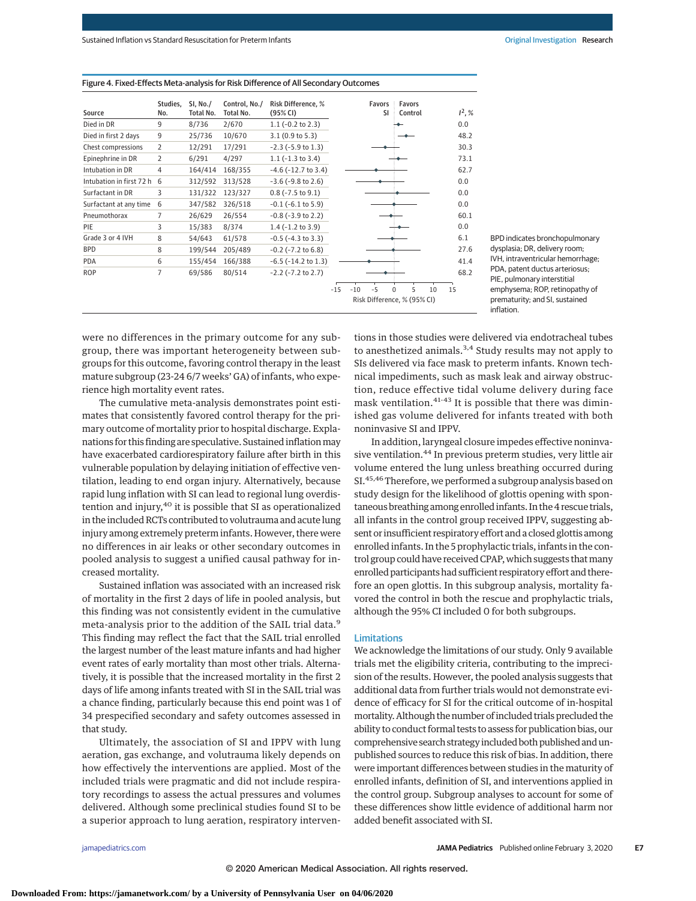Figure 4. Fixed-Effects Meta-analysis for Risk Difference of All Secondary Outcomes

| Source | Studies, No. | SI, No./ Total No. | Control, No./ Total No. | Risk Difference, % (95% CI) | $I^2$, % |
|---|---|---|---|---|---|
| Died in DR | 9 | 8/736 | 2/670 | 1.1 (−0.2 to 2.3) | 0.0 |
| Died in first 2 days | 9 | 25/736 | 10/670 | 3.1 (0.9 to 5.3) | 48.2 |
| Chest compressions | 2 | 12/291 | 17/291 | −2.3 (−5.9 to 1.3) | 30.3 |
| Epinephrine in DR | 2 | 6/291 | 4/297 | 1.1 (−1.3 to 3.4) | 73.1 |
| Intubation in DR | 4 | 164/414 | 168/355 | −4.6 (−12.7 to 3.4) | 62.7 |
| Intubation in first 72 h | 6 | 312/592 | 313/528 | −3.6 (−9.8 to 2.6) | 0.0 |
| Surfactant in DR | 3 | 131/322 | 123/327 | 0.8 (−7.5 to 9.1) | 0.0 |
| Surfactant at any time | 6 | 347/582 | 326/518 | −0.1 (−6.1 to 5.9) | 0.0 |
| Pneumothorax | 7 | 26/629 | 26/554 | −0.8 (−3.9 to 2.2) | 60.1 |
| PIE | 3 | 15/383 | 8/374 | 1.4 (−1.2 to 3.9) | 0.0 |
| Grade 3 or 4 IVH | 8 | 54/643 | 61/578 | −0.5 (−4.3 to 3.3) | 6.1 |
| BPD | 8 | 199/544 | 205/489 | −0.2 (−7.2 to 6.8) | 27.6 |
| PDA | 6 | 155/454 | 166/388 | −6.5 (−14.2 to 1.3) | 41.4 |
| ROP | 7 | 69/586 | 80/514 | −2.2 (−7.2 to 2.7) | 68.2 |

Forest plot axis: Risk Difference, % (95% CI), from −15 to 15; left side Favors SI, right side Favors Control.

BPD indicates bronchopulmonary dysplasia; DR, delivery room; IVH, intraventricular hemorrhage; PDA, patent ductus arteriosus; PIE, pulmonary interstitial emphysema; ROP, retinopathy of prematurity; and SI, sustained inflation.

were no differences in the primary outcome for any subgroup, there was important heterogeneity between subgroups for this outcome, favoring control therapy in the least mature subgroup (23-24 6/7 weeks' GA) of infants, who experience high mortality event rates.

The cumulative meta-analysis demonstrates point estimates that consistently favored control therapy for the primary outcome of mortality prior to hospital discharge. Explanations for this finding are speculative. Sustained inflation may have exacerbated cardiorespiratory failure after birth in this vulnerable population by delaying initiation of effective ventilation, leading to end organ injury. Alternatively, because rapid lung inflation with SI can lead to regional lung overdistention and injury,[40] it is possible that SI as operationalized in the included RCTs contributed to volutrauma and acute lung injury among extremely preterm infants. However, there were no differences in air leaks or other secondary outcomes in pooled analysis to suggest a unified causal pathway for increased mortality.

Sustained inflation was associated with an increased risk of mortality in the first 2 days of life in pooled analysis, but this finding was not consistently evident in the cumulative meta-analysis prior to the addition of the SAIL trial data.[9] This finding may reflect the fact that the SAIL trial enrolled the largest number of the least mature infants and had higher event rates of early mortality than most other trials. Alternatively, it is possible that the increased mortality in the first 2 days of life among infants treated with SI in the SAIL trial was a chance finding, particularly because this end point was 1 of 34 prespecified secondary and safety outcomes assessed in that study.

Ultimately, the association of SI and IPPV with lung aeration, gas exchange, and volutrauma likely depends on how effectively the interventions are applied. Most of the included trials were pragmatic and did not include respiratory recordings to assess the actual pressures and volumes delivered. Although some preclinical studies found SI to be a superior approach to lung aeration, respiratory interventions in those studies were delivered via endotracheal tubes to anesthetized animals.[3,4] Study results may not apply to SIs delivered via face mask to preterm infants. Known technical impediments, such as mask leak and airway obstruction, reduce effective tidal volume delivery during face mask ventilation.[41-43] It is possible that there was diminished gas volume delivered for infants treated with both noninvasive SI and IPPV.

In addition, laryngeal closure impedes effective noninvasive ventilation.[44] In previous preterm studies, very little air volume entered the lung unless breathing occurred during SI.[45,46] Therefore, we performed a subgroup analysis based on study design for the likelihood of glottis opening with spontaneous breathing among enrolled infants. In the 4 rescue trials, all infants in the control group received IPPV, suggesting absent or insufficient respiratory effort and a closed glottis among enrolled infants. In the 5 prophylactic trials, infants in the control group could have received CPAP, which suggests that many enrolled participants had sufficient respiratory effort and therefore an open glottis. In this subgroup analysis, mortality favored the control in both the rescue and prophylactic trials, although the 95% CI included 0 for both subgroups.

## Limitations

We acknowledge the limitations of our study. Only 9 available trials met the eligibility criteria, contributing to the imprecision of the results. However, the pooled analysis suggests that additional data from further trials would not demonstrate evidence of efficacy for SI for the critical outcome of in-hospital mortality. Although the number of included trials precluded the ability to conduct formal tests to assess for publication bias, our comprehensive search strategy included both published and unpublished sources to reduce this risk of bias. In addition, there were important differences between studies in the maturity of enrolled infants, definition of SI, and interventions applied in the control group. Subgroup analyses to account for some of these differences show little evidence of additional harm nor added benefit associated with SI.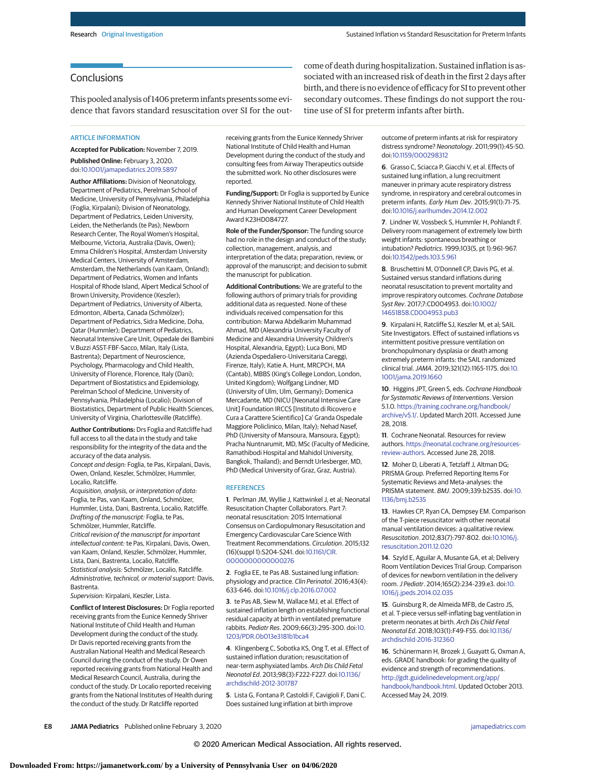## Conclusions

This pooled analysis of 1406 preterm infants presents some evidence that favors standard resuscitation over SI for the outcome of death during hospitalization. Sustained inflation is associated with an increased risk of death in the first 2 days after birth, and there is no evidence of efficacy for SI to prevent other secondary outcomes. These findings do not support the routine use of SI for preterm infants after birth.

### ARTICLE INFORMATION

**Accepted for Publication:** November 7, 2019.

**Published Online:** February 3, 2020. doi:10.1001/jamapediatrics.2019.5897

**Author Affiliations:** Division of Neonatology, Department of Pediatrics, Perelman School of Medicine, University of Pennsylvania, Philadelphia (Foglia, Kirpalani); Division of Neonatology, Department of Pediatrics, Leiden University, Leiden, the Netherlands (te Pas); Newborn Research Center, The Royal Women's Hospital, Melbourne, Victoria, Australia (Davis, Owen); Emma Children's Hospital, Amsterdam University Medical Centers, University of Amsterdam, Amsterdam, the Netherlands (van Kaam, Onland); Department of Pediatrics, Women and Infants Hospital of Rhode Island, Alpert Medical School of Brown University, Providence (Keszler); Department of Pediatrics, University of Alberta, Edmonton, Alberta, Canada (Schmölzer); Department of Pediatrics, Sidra Medicine, Doha, Qatar (Hummler); Department of Pediatrics, Neonatal Intensive Care Unit, Ospedale dei Bambini V.Buzzi ASST-FBF-Sacco, Milan, Italy (Lista, Bastrenta); Department of Neuroscience, Psychology, Pharmacology and Child Health, University of Florence, Florence, Italy (Dani); Department of Biostatistics and Epidemiology, Perelman School of Medicine, University of Pennsylvania, Philadelphia (Localio); Division of Biostatistics, Department of Public Health Sciences, University of Virginia, Charlottesville (Ratcliffe).

**Author Contributions:** Drs Foglia and Ratcliffe had full access to all the data in the study and take responsibility for the integrity of the data and the accuracy of the data analysis.
*Concept and design:* Foglia, te Pas, Kirpalani, Davis, Owen, Onland, Keszler, Schmölzer, Hummler, Localio, Ratcliffe.
*Acquisition, analysis, or interpretation of data:* Foglia, te Pas, van Kaam, Onland, Schmölzer, Hummler, Lista, Dani, Bastrenta, Localio, Ratcliffe.
*Drafting of the manuscript:* Foglia, te Pas, Schmölzer, Hummler, Ratcliffe.
*Critical revision of the manuscript for important intellectual content:* te Pas, Kirpalani, Davis, Owen, van Kaam, Onland, Keszler, Schmölzer, Hummler, Lista, Dani, Bastrenta, Localio, Ratcliffe.
*Statistical analysis:* Schmölzer, Localio, Ratcliffe.
*Administrative, technical, or material support:* Davis, Bastrenta.
*Supervision:* Kirpalani, Keszler, Lista.

**Conflict of Interest Disclosures:** Dr Foglia reported receiving grants from the Eunice Kennedy Shriver National Institute of Child Health and Human Development during the conduct of the study. Dr Davis reported receiving grants from the Australian National Health and Medical Research Council during the conduct of the study. Dr Owen reported receiving grants from National Health and Medical Research Council, Australia, during the conduct of the study. Dr Localio reported receiving grants from the National Institutes of Health during the conduct of the study. Dr Ratcliffe reported receiving grants from the Eunice Kennedy Shriver National Institute of Child Health and Human Development during the conduct of the study and consulting fees from Airway Therapeutics outside the submitted work. No other disclosures were reported.

**Funding/Support:** Dr Foglia is supported by Eunice Kennedy Shriver National Institute of Child Health and Human Development Career Development Award K23HD084727.

**Role of the Funder/Sponsor:** The funding source had no role in the design and conduct of the study; collection, management, analysis, and interpretation of the data; preparation, review, or approval of the manuscript; and decision to submit the manuscript for publication.

**Additional Contributions:** We are grateful to the following authors of primary trials for providing additional data as requested. None of these individuals received compensation for this contribution: Marwa Abdelkarim Muhammad Ahmad, MD (Alexandria University Faculty of Medicine and Alexandria University Children's Hospital, Alexandria, Egypt); Luca Boni, MD (Azienda Ospedaliero-Universitaria Careggi, Firenze, Italy); Katie A. Hunt, MRCPCH, MA (Cantab), MBBS (King's College London, London, United Kingdom); Wolfgang Lindner, MD (University of Ulm, Ulm, Germany); Domenica Mercadante, MD (NICU [Neonatal Intensive Care Unit] Foundation IRCCS [Instituto di Ricovero e Cura a Carattere Scientifico] Ca' Granda Ospedale Maggiore Policlinico, Milan, Italy); Nehad Nasef, PhD (University of Mansoura, Mansoura, Egypt); Pracha Nuntnarumit, MD, MSc (Faculty of Medicine, Ramathibodi Hospital and Mahidol University, Bangkok, Thailand); and Berndt Urlesberger, MD, PhD (Medical University of Graz, Graz, Austria).

### REFERENCES

1. Perlman JM, Wyllie J, Kattwinkel J, et al; Neonatal Resuscitation Chapter Collaborators. Part 7: neonatal resuscitation: 2015 International Consensus on Cardiopulmonary Resuscitation and Emergency Cardiovascular Care Science With Treatment Recommendations. *Circulation*. 2015;132(16)(suppl 1):S204-S241. doi:10.1161/CIR.0000000000000276

2. Foglia EE, te Pas AB. Sustained lung inflation: physiology and practice. *Clin Perinatol*. 2016;43(4):633-646. doi:10.1016/j.clp.2016.07.002

3. te Pas AB, Siew M, Wallace MJ, et al. Effect of sustained inflation length on establishing functional residual capacity at birth in ventilated premature rabbits. *Pediatr Res*. 2009;66(3):295-300. doi:10.1203/PDR.0b013e3181b1bca4

4. Klingenberg C, Sobotka KS, Ong T, et al. Effect of sustained inflation duration; resuscitation of near-term asphyxiated lambs. *Arch Dis Child Fetal Neonatal Ed*. 2013;98(3):F222-F227. doi:10.1136/archdischild-2012-301787

5. Lista G, Fontana P, Castoldi F, Cavigioli F, Dani C. Does sustained lung inflation at birth improve outcome of preterm infants at risk for respiratory distress syndrome? *Neonatology*. 2011;99(1):45-50. doi:10.1159/000298312

6. Grasso C, Sciacca P, Giacchi V, et al. Effects of sustained lung inflation, a lung recruitment maneuver in primary acute respiratory distress syndrome, in respiratory and cerebral outcomes in preterm infants. *Early Hum Dev*. 2015;91(1):71-75. doi:10.1016/j.earlhumdev.2014.12.002

7. Lindner W, Vossbeck S, Hummler H, Pohlandt F. Delivery room management of extremely low birth weight infants: spontaneous breathing or intubation? *Pediatrics*. 1999;103(5, pt 1):961-967. doi:10.1542/peds.103.5.961

8. Bruschettini M, O'Donnell CP, Davis PG, et al. Sustained versus standard inflations during neonatal resuscitation to prevent mortality and improve respiratory outcomes. *Cochrane Database Syst Rev*. 2017;7:CD004953. doi:10.1002/14651858.CD004953.pub3

9. Kirpalani H, Ratcliffe SJ, Keszler M, et al; SAIL Site Investigators. Effect of sustained inflations vs intermittent positive pressure ventilation on bronchopulmonary dysplasia or death among extremely preterm infants: the SAIL randomized clinical trial. *JAMA*. 2019;321(12):1165-1175. doi:10.1001/jama.2019.1660

10. Higgins JPT, Green S, eds. *Cochrane Handbook for Systematic Reviews of Interventions*. Version 5.1.0. https://training.cochrane.org/handbook/archive/v5.1/. Updated March 2011. Accessed June 28, 2018.

11. Cochrane Neonatal. Resources for review authors. https://neonatal.cochrane.org/resources-review-authors. Accessed June 28, 2018.

12. Moher D, Liberati A, Tetzlaff J, Altman DG; PRISMA Group. Preferred Reporting Items For Systematic Reviews and Meta-analyses: the PRISMA statement. *BMJ*. 2009;339:b2535. doi:10.1136/bmj.b2535

13. Hawkes CP, Ryan CA, Dempsey EM. Comparison of the T-piece resuscitator with other neonatal manual ventilation devices: a qualitative review. *Resuscitation*. 2012;83(7):797-802. doi:10.1016/j.resuscitation.2011.12.020

14. Szyld E, Aguilar A, Musante GA, et al; Delivery Room Ventilation Devices Trial Group. Comparison of devices for newborn ventilation in the delivery room. *J Pediatr*. 2014;165(2):234-239.e3. doi:10.1016/j.jpeds.2014.02.035

15. Guinsburg R, de Almeida MFB, de Castro JS, et al. T-piece versus self-inflating bag ventilation in preterm neonates at birth. *Arch Dis Child Fetal Neonatal Ed*. 2018;103(1):F49-F55. doi:10.1136/archdischild-2016-312360

16. Schünermann H, Brozek J, Guayatt G, Oxman A, eds. GRADE handbook: for grading the quality of evidence and strength of recommendations. http://gdt.guidelinedevelopment.org/app/handbook/handbook.html. Updated October 2013. Accessed May 24, 2019.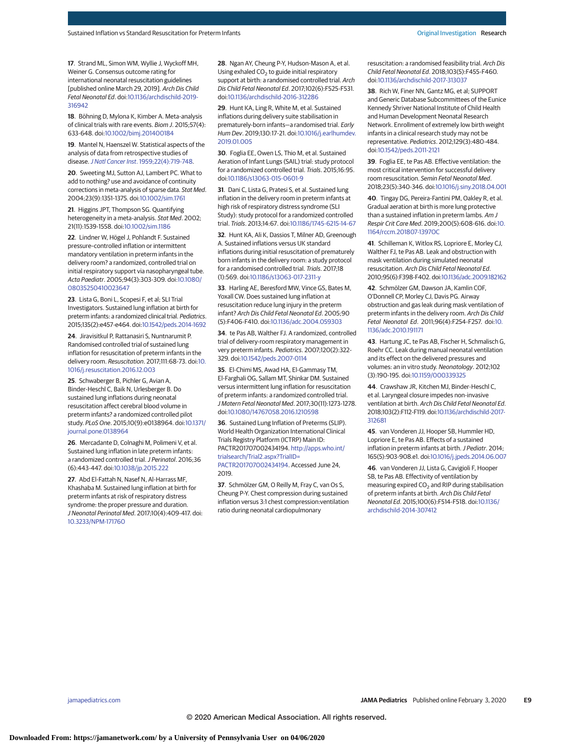17. Strand ML, Simon WM, Wyllie J, Wyckoff MH, Weiner G. Consensus outcome rating for international neonatal resuscitation guidelines [published online March 29, 2019]. *Arch Dis Child Fetal Neonatal Ed*. doi:10.1136/archdischild-2019-316942

18. Böhning D, Mylona K, Kimber A. Meta-analysis of clinical trials with rare events. *Biom J*. 2015;57(4):633-648. doi:10.1002/bimj.201400184

19. Mantel N, Haenszel W. Statistical aspects of the analysis of data from retrospective studies of disease. *J Natl Cancer Inst*. 1959;22(4):719-748.

20. Sweeting MJ, Sutton AJ, Lambert PC. What to add to nothing? use and avoidance of continuity corrections in meta-analysis of sparse data. *Stat Med*. 2004;23(9):1351-1375. doi:10.1002/sim.1761

21. Higgins JPT, Thompson SG. Quantifying heterogeneity in a meta-analysis. *Stat Med*. 2002;21(11):1539-1558. doi:10.1002/sim.1186

22. Lindner W, Högel J, Pohlandt F. Sustained pressure–controlled inflation or intermittent mandatory ventilation in preterm infants in the delivery room? a randomized, controlled trial on initial respiratory support via nasopharyngeal tube. *Acta Paediatr*. 2005;94(3):303-309. doi:10.1080/08035250410023647

23. Lista G, Boni L, Scopesi F, et al; SLI Trial Investigators. Sustained lung inflation at birth for preterm infants: a randomized clinical trial. *Pediatrics*. 2015;135(2):e457-e464. doi:10.1542/peds.2014-1692

24. Jiravisitkul P, Rattanasiri S, Nuntnarumit P. Randomised controlled trial of sustained lung inflation for resuscitation of preterm infants in the delivery room. *Resuscitation*. 2017;111:68-73. doi:10.1016/j.resuscitation.2016.12.003

25. Schwaberger B, Pichler G, Avian A, Binder-Heschl C, Baik N, Urlesberger B. Do sustained lung inflations during neonatal resuscitation affect cerebral blood volume in preterm infants? a randomized controlled pilot study. *PLoS One*. 2015;10(9):e0138964. doi:10.1371/journal.pone.0138964

26. Mercadante D, Colnaghi M, Polimeni V, et al. Sustained lung inflation in late preterm infants: a randomized controlled trial. *J Perinatol*. 2016;36(6):443-447. doi:10.1038/jp.2015.222

27. Abd El-Fattah N, Nasef N, Al-Harrass MF, Khashaba M. Sustained lung inflation at birth for preterm infants at risk of respiratory distress syndrome: the proper pressure and duration. *J Neonatal Perinatal Med*. 2017;10(4):409-417. doi:10.3233/NPM-171760

28. Ngan AY, Cheung P-Y, Hudson-Mason A, et al. Using exhaled $CO_2$ to guide initial respiratory support at birth: a randomised controlled trial. *Arch Dis Child Fetal Neonatal Ed*. 2017;102(6):F525-F531. doi:10.1136/archdischild-2016-312286

29. Hunt KA, Ling R, White M, et al. Sustained inflations during delivery suite stabilisation in prematurely-born infants—a randomised trial. *Early Hum Dev*. 2019;130:17-21. doi:10.1016/j.earlhumdev.2019.01.005

30. Foglia EE, Owen LS, Thio M, et al. Sustained Aeration of Infant Lungs (SAIL) trial: study protocol for a randomized controlled trial. *Trials*. 2015;16:95. doi:10.1186/s13063-015-0601-9

31. Dani C, Lista G, Pratesi S, et al. Sustained lung inflation in the delivery room in preterm infants at high risk of respiratory distress syndrome (SLI Study): study protocol for a randomized controlled trial. *Trials*. 2013;14:67. doi:10.1186/1745-6215-14-67

32. Hunt KA, Ali K, Dassios T, Milner AD, Greenough A. Sustained inflations versus UK standard inflations during initial resuscitation of prematurely born infants in the delivery room: a study protocol for a randomised controlled trial. *Trials*. 2017;18(1):569. doi:10.1186/s13063-017-2311-y

33. Harling AE, Beresford MW, Vince GS, Bates M, Yoxall CW. Does sustained lung inflation at resuscitation reduce lung injury in the preterm infant? *Arch Dis Child Fetal Neonatal Ed*. 2005;90(5):F406-F410. doi:10.1136/adc.2004.059303

34. te Pas AB, Walther FJ. A randomized, controlled trial of delivery-room respiratory management in very preterm infants. *Pediatrics*. 2007;120(2):322-329. doi:10.1542/peds.2007-0114

35. El-Chimi MS, Awad HA, El-Gammasy TM, El-Farghali OG, Sallam MT, Shinkar DM. Sustained versus intermittent lung inflation for resuscitation of preterm infants: a randomized controlled trial. *J Matern Fetal Neonatal Med*. 2017;30(11):1273-1278. doi:10.1080/14767058.2016.1210598

36. Sustained Lung Inflation of Preterms (SLIP). World Health Organization International Clinical Trials Registry Platform (ICTRP) Main ID: PACTR201707002434194. http://apps.who.int/trialsearch/Trial2.aspx?TrialID=PACTR201707002434194. Accessed June 24, 2019.

37. Schmölzer GM, O Reilly M, Fray C, van Os S, Cheung P-Y. Chest compression during sustained inflation versus 3:1 chest compression:ventilation ratio during neonatal cardiopulmonary resuscitation: a randomised feasibility trial. *Arch Dis Child Fetal Neonatal Ed*. 2018;103(5):F455-F460. doi:10.1136/archdischild-2017-313037

38. Rich W, Finer NN, Gantz MG, et al; SUPPORT and Generic Database Subcommittees of the Eunice Kennedy Shriver National Institute of Child Health and Human Development Neonatal Research Network. Enrollment of extremely low birth weight infants in a clinical research study may not be representative. *Pediatrics*. 2012;129(3):480-484. doi:10.1542/peds.2011-2121

39. Foglia EE, te Pas AB. Effective ventilation: the most critical intervention for successful delivery room resuscitation. *Semin Fetal Neonatal Med*. 2018;23(5):340-346. doi:10.1016/j.siny.2018.04.001

40. Tingay DG, Pereira-Fantini PM, Oakley R, et al. Gradual aeration at birth is more lung protective than a sustained inflation in preterm lambs. *Am J Respir Crit Care Med*. 2019;200(5):608-616. doi:10.1164/rccm.201807-1397OC

41. Schilleman K, Witlox RS, Lopriore E, Morley CJ, Walther FJ, te Pas AB. Leak and obstruction with mask ventilation during simulated neonatal resuscitation. *Arch Dis Child Fetal Neonatal Ed*. 2010;95(6):F398-F402. doi:10.1136/adc.2009.182162

42. Schmölzer GM, Dawson JA, Kamlin COF, O'Donnell CP, Morley CJ, Davis PG. Airway obstruction and gas leak during mask ventilation of preterm infants in the delivery room. *Arch Dis Child Fetal Neonatal Ed*. 2011;96(4):F254-F257. doi:10.1136/adc.2010.191171

43. Hartung JC, te Pas AB, Fischer H, Schmalisch G, Roehr CC. Leak during manual neonatal ventilation and its effect on the delivered pressures and volumes: an in vitro study. *Neonatology*. 2012;102(3):190-195. doi:10.1159/000339325

44. Crawshaw JR, Kitchen MJ, Binder-Heschl C, et al. Laryngeal closure impedes non-invasive ventilation at birth. *Arch Dis Child Fetal Neonatal Ed*. 2018;103(2):F112-F119. doi:10.1136/archdischild-2017-312681

45. van Vonderen JJ, Hooper SB, Hummler HD, Lopriore E, te Pas AB. Effects of a sustained inflation in preterm infants at birth. *J Pediatr*. 2014;165(5):903-908.e1. doi:10.1016/j.jpeds.2014.06.007

46. van Vonderen JJ, Lista G, Cavigioli F, Hooper SB, te Pas AB. Effectivity of ventilation by measuring expired $CO_2$ and RIP during stabilisation of preterm infants at birth. *Arch Dis Child Fetal Neonatal Ed*. 2015;100(6):F514-F518. doi:10.1136/archdischild-2014-307412